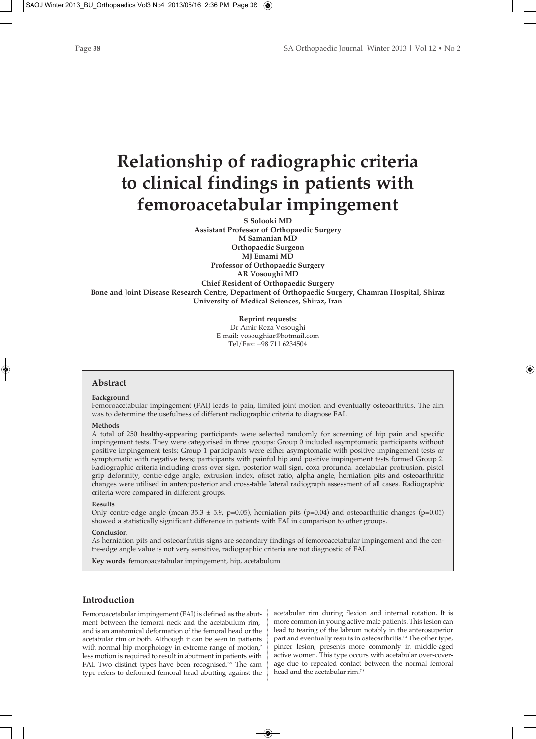# Relationship of radiographic criteria to clinical findings in patients with femoroacetabular impingement

**S Solooki MD**
**Assistant Professor of Orthopaedic Surgery**
**M Samanian MD**
**Orthopaedic Surgeon**
**MJ Emami MD**
**Professor of Orthopaedic Surgery**
**AR Vosoughi MD**
**Chief Resident of Orthopaedic Surgery**
**Bone and Joint Disease Research Centre, Department of Orthopaedic Surgery, Chamran Hospital, Shiraz University of Medical Sciences, Shiraz, Iran**

**Reprint requests:**
Dr Amir Reza Vosoughi
E-mail: vosoughiar@hotmail.com
Tel/Fax: +98 711 6234504

## Abstract

**Background**

Femoroacetabular impingement (FAI) leads to pain, limited joint motion and eventually osteoarthritis. The aim was to determine the usefulness of different radiographic criteria to diagnose FAI.

**Methods**

A total of 250 healthy-appearing participants were selected randomly for screening of hip pain and specific impingement tests. They were categorised in three groups: Group 0 included asymptomatic participants without positive impingement tests; Group 1 participants were either asymptomatic with positive impingement tests or symptomatic with negative tests; participants with painful hip and positive impingement tests formed Group 2. Radiographic criteria including cross-over sign, posterior wall sign, coxa profunda, acetabular protrusion, pistol grip deformity, centre-edge angle, extrusion index, offset ratio, alpha angle, herniation pits and osteoarthritic changes were utilised in anteroposterior and cross-table lateral radiograph assessment of all cases. Radiographic criteria were compared in different groups.

**Results**

Only centre-edge angle (mean $35.3 \pm 5.9$, $p=0.05$), herniation pits ($p=0.04$) and osteoarthritic changes ($p=0.05$) showed a statistically significant difference in patients with FAI in comparison to other groups.

**Conclusion**

As herniation pits and osteoarthritis signs are secondary findings of femoroacetabular impingement and the centre-edge angle value is not very sensitive, radiographic criteria are not diagnostic of FAI.

**Key words:** femoroacetabular impingement, hip, acetabulum

## Introduction

Femoroacetabular impingement (FAI) is defined as the abutment between the femoral neck and the acetabulum rim,[1] and is an anatomical deformation of the femoral head or the acetabular rim or both. Although it can be seen in patients with normal hip morphology in extreme range of motion,[2] less motion is required to result in abutment in patients with FAI. Two distinct types have been recognised.[3-9] The cam type refers to deformed femoral head abutting against the acetabular rim during flexion and internal rotation. It is more common in young active male patients. This lesion can lead to tearing of the labrum notably in the anterosuperior part and eventually results in osteoarthritis.[1,4] The other type, pincer lesion, presents more commonly in middle-aged active women. This type occurs with acetabular over-coverage due to repeated contact between the normal femoral head and the acetabular rim.[7-8]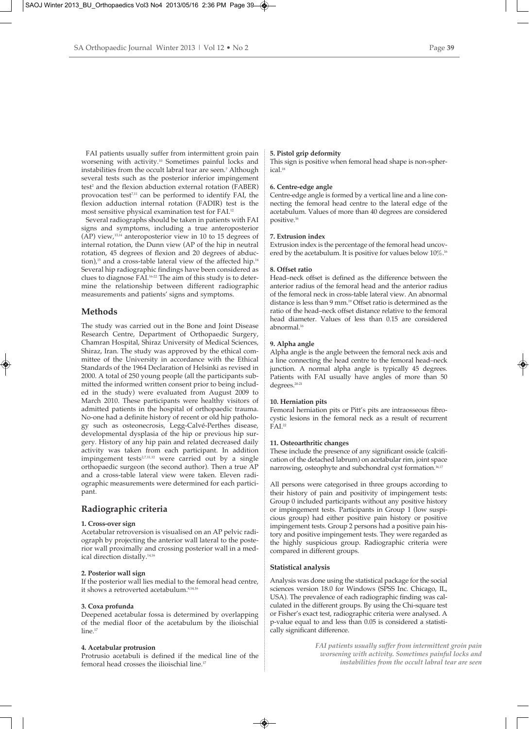FAI patients usually suffer from intermittent groin pain worsening with activity.[10] Sometimes painful locks and instabilities from the occult labral tear are seen.[7] Although several tests such as the posterior inferior impingement test[2] and the flexion abduction external rotation (FABER) provocation test[7,11] can be performed to identify FAI, the flexion adduction internal rotation (FADIR) test is the most sensitive physical examination test for FAI.[12]

Several radiographs should be taken in patients with FAI signs and symptoms, including a true anteroposterior (AP) view,[13,14] anteroposterior view in 10 to 15 degrees of internal rotation, the Dunn view (AP of the hip in neutral rotation, 45 degrees of flexion and 20 degrees of abduction),[15] and a cross-table lateral view of the affected hip.[16] Several hip radiographic findings have been considered as clues to diagnose FAI.[16-22] The aim of this study is to determine the relationship between different radiographic measurements and patients' signs and symptoms.

## Methods

The study was carried out in the Bone and Joint Disease Research Centre, Department of Orthopaedic Surgery, Chamran Hospital, Shiraz University of Medical Sciences, Shiraz, Iran. The study was approved by the ethical committee of the University in accordance with the Ethical Standards of the 1964 Declaration of Helsinki as revised in 2000. A total of 250 young people (all the participants submitted the informed written consent prior to being included in the study) were evaluated from August 2009 to March 2010. These participants were healthy visitors of admitted patients in the hospital of orthopaedic trauma. No-one had a definite history of recent or old hip pathology such as osteonecrosis, Legg-Calvé-Perthes disease, developmental dysplasia of the hip or previous hip surgery. History of any hip pain and related decreased daily activity was taken from each participant. In addition impingement tests[2,7,11,12] were carried out by a single orthopaedic surgeon (the second author). Then a true AP and a cross-table lateral view were taken. Eleven radiographic measurements were determined for each participant.

## Radiographic criteria

**1. Cross-over sign**

Acetabular retroversion is visualised on an AP pelvic radiograph by projecting the anterior wall lateral to the posterior wall proximally and crossing posterior wall in a medical direction distally.[14,16]

**2. Posterior wall sign**

If the posterior wall lies medial to the femoral head centre, it shows a retroverted acetabulum.[8,14,16]

**3. Coxa profunda**

Deepened acetabular fossa is determined by overlapping of the medial floor of the acetabulum by the ilioischial line.[17]

**4. Acetabular protrusion**

Protrusio acetabuli is defined if the medical line of the femoral head crosses the ilioischial line.[17]

**5. Pistol grip deformity**

This sign is positive when femoral head shape is non-spherical.[18]

**6. Centre-edge angle**

Centre-edge angle is formed by a vertical line and a line connecting the femoral head centre to the lateral edge of the acetabulum. Values of more than 40 degrees are considered positive.[16]

**7. Extrusion index**

Extrusion index is the percentage of the femoral head uncovered by the acetabulum. It is positive for values below 10%.[16]

**8. Offset ratio**

Head–neck offset is defined as the difference between the anterior radius of the femoral head and the anterior radius of the femoral neck in cross-table lateral view. An abnormal distance is less than 9 mm.[19] Offset ratio is determined as the ratio of the head–neck offset distance relative to the femoral head diameter. Values of less than 0.15 are considered abnormal.[16]

**9. Alpha angle**

Alpha angle is the angle between the femoral neck axis and a line connecting the head centre to the femoral head–neck junction. A normal alpha angle is typically 45 degrees. Patients with FAI usually have angles of more than 50 degrees.[20,21]

**10. Herniation pits**

Femoral herniation pits or Pitt's pits are intraosseous fibrocystic lesions in the femoral neck as a result of recurrent FAI.[22]

**11. Osteoarthritic changes**

These include the presence of any significant ossicle (calcification of the detached labrum) on acetabular rim, joint space narrowing, osteophyte and subchondral cyst formation.[16,17]

All persons were categorised in three groups according to their history of pain and positivity of impingement tests: Group 0 included participants without any positive history or impingement tests. Participants in Group 1 (low suspicious group) had either positive pain history or positive impingement tests. Group 2 persons had a positive pain history and positive impingement tests. They were regarded as the highly suspicious group. Radiographic criteria were compared in different groups.

**Statistical analysis**

Analysis was done using the statistical package for the social sciences version 18.0 for Windows (SPSS Inc. Chicago, IL, USA). The prevalence of each radiographic finding was calculated in the different groups. By using the Chi-square test or Fisher's exact test, radiographic criteria were analysed. A p-value equal to and less than 0.05 is considered a statistically significant difference.

*FAI patients usually suffer from intermittent groin pain worsening with activity. Sometimes painful locks and instabilities from the occult labral tear are seen*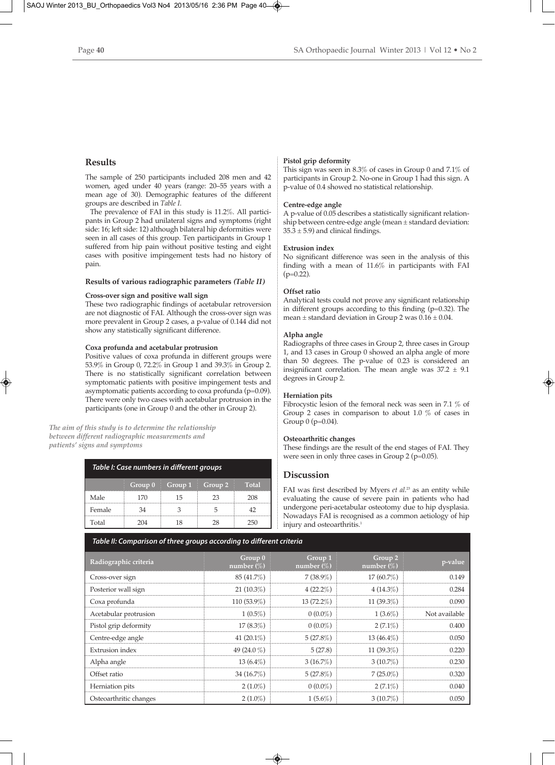## Results

The sample of 250 participants included 208 men and 42 women, aged under 40 years (range: 20–55 years with a mean age of 30). Demographic features of the different groups are described in *Table I*.

The prevalence of FAI in this study is 11.2%. All participants in Group 2 had unilateral signs and symptoms (right side: 16; left side: 12) although bilateral hip deformities were seen in all cases of this group. Ten participants in Group 1 suffered from hip pain without positive testing and eight cases with positive impingement tests had no history of pain.

#### Results of various radiographic parameters *(Table II)*

**Cross-over sign and positive wall sign**

These two radiographic findings of acetabular retroversion are not diagnostic of FAI. Although the cross-over sign was more prevalent in Group 2 cases, a p-value of 0.144 did not show any statistically significant difference.

**Coxa profunda and acetabular protrusion**

Positive values of coxa profunda in different groups were 53.9% in Group 0, 72.2% in Group 1 and 39.3% in Group 2. There is no statistically significant correlation between symptomatic patients with positive impingement tests and asymptomatic patients according to coxa profunda (p=0.09). There were only two cases with acetabular protrusion in the participants (one in Group 0 and the other in Group 2).

***The aim of this study is to determine the relationship between different radiographic measurements and patients' signs and symptoms***

*Table I: Case numbers in different groups*

| | Group 0 | Group 1 | Group 2 | Total |
|---|---|---|---|---|
| Male | 170 | 15 | 23 | 208 |
| Female | 34 | 3 | 5 | 42 |
| Total | 204 | 18 | 28 | 250 |

**Pistol grip deformity**

This sign was seen in 8.3% of cases in Group 0 and 7.1% of participants in Group 2. No-one in Group 1 had this sign. A p-value of 0.4 showed no statistical relationship.

**Centre-edge angle**

A p-value of 0.05 describes a statistically significant relationship between centre-edge angle (mean ± standard deviation: 35.3 ± 5.9) and clinical findings.

**Extrusion index**

No significant difference was seen in the analysis of this finding with a mean of 11.6% in participants with FAI (p=0.22).

**Offset ratio**

Analytical tests could not prove any significant relationship in different groups according to this finding (p=0.32). The mean ± standard deviation in Group 2 was 0.16 ± 0.04.

**Alpha angle**

Radiographs of three cases in Group 2, three cases in Group 1, and 13 cases in Group 0 showed an alpha angle of more than 50 degrees. The p-value of 0.23 is considered an insignificant correlation. The mean angle was 37.2 ± 9.1 degrees in Group 2.

**Herniation pits**

Fibrocystic lesion of the femoral neck was seen in 7.1 % of Group 2 cases in comparison to about 1.0 % of cases in Group 0 (p=0.04).

**Osteoarthritic changes**

These findings are the result of the end stages of FAI. They were seen in only three cases in Group 2 (p=0.05).

## Discussion

FAI was first described by Myers *et al.*[23] as an entity while evaluating the cause of severe pain in patients who had undergone peri-acetabular osteotomy due to hip dysplasia. Nowadays FAI is recognised as a common aetiology of hip injury and osteoarthritis.[1]

*Table II: Comparison of three groups according to different criteria*

| Radiographic criteria | Group 0 number (%) | Group 1 number (%) | Group 2 number (%) | p-value |
|---|---|---|---|---|
| Cross-over sign | 85 (41.7%) | 7 (38.9%) | 17 (60.7%) | 0.149 |
| Posterior wall sign | 21 (10.3%) | 4 (22.2%) | 4 (14.3%) | 0.284 |
| Coxa profunda | 110 (53.9%) | 13 (72.2%) | 11 (39.3%) | 0.090 |
| Acetabular protrusion | 1 (0.5%) | 0 (0.0%) | 1 (3.6%) | Not available |
| Pistol grip deformity | 17 (8.3%) | 0 (0.0%) | 2 (7.1%) | 0.400 |
| Centre-edge angle | 41 (20.1%) | 5 (27.8%) | 13 (46.4%) | 0.050 |
| Extrusion index | 49 (24.0 %) | 5 (27.8) | 11 (39.3%) | 0.220 |
| Alpha angle | 13 (6.4%) | 3 (16.7%) | 3 (10.7%) | 0.230 |
| Offset ratio | 34 (16.7%) | 5 (27.8%) | 7 (25.0%) | 0.320 |
| Herniation pits | 2 (1.0%) | 0 (0.0%) | 2 (7.1%) | 0.040 |
| Osteoarthritic changes | 2 (1.0%) | 1 (5.6%) | 3 (10.7%) | 0.050 |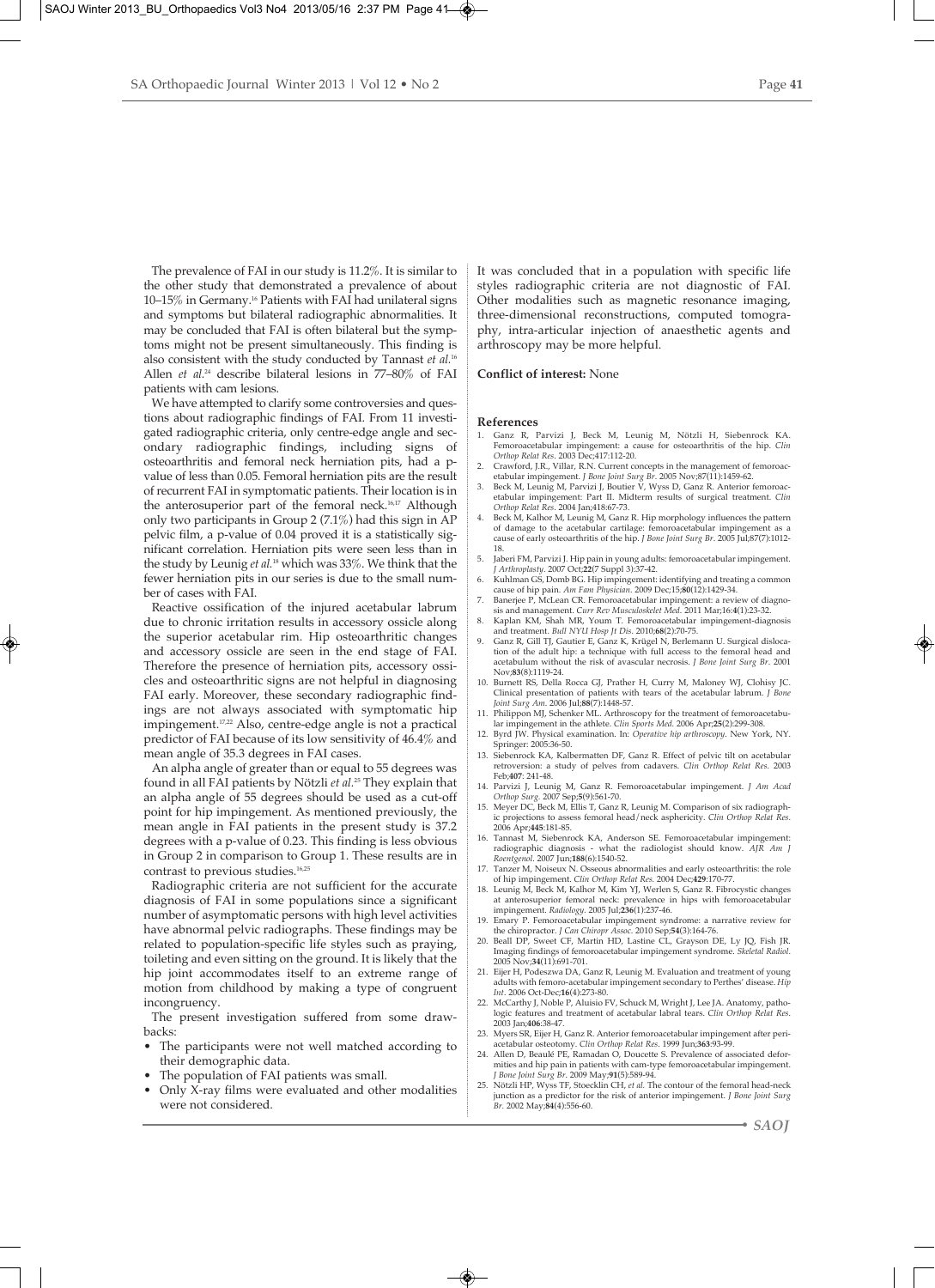The prevalence of FAI in our study is 11.2%. It is similar to the other study that demonstrated a prevalence of about 10–15% in Germany.[16] Patients with FAI had unilateral signs and symptoms but bilateral radiographic abnormalities. It may be concluded that FAI is often bilateral but the symptoms might not be present simultaneously. This finding is also consistent with the study conducted by Tannast *et al.*[16] Allen *et al.*[24] describe bilateral lesions in 77–80% of FAI patients with cam lesions.

We have attempted to clarify some controversies and questions about radiographic findings of FAI. From 11 investigated radiographic criteria, only centre-edge angle and secondary radiographic findings, including signs of osteoarthritis and femoral neck herniation pits, had a p-value of less than 0.05. Femoral herniation pits are the result of recurrent FAI in symptomatic patients. Their location is in the anterosuperior part of the femoral neck.[16,17] Although only two participants in Group 2 (7.1%) had this sign in AP pelvic film, a p-value of 0.04 proved it is a statistically significant correlation. Herniation pits were seen less than in the study by Leunig *et al.*[18] which was 33%. We think that the fewer herniation pits in our series is due to the small number of cases with FAI.

Reactive ossification of the injured acetabular labrum due to chronic irritation results in accessory ossicle along the superior acetabular rim. Hip osteoarthritic changes and accessory ossicle are seen in the end stage of FAI. Therefore the presence of herniation pits, accessory ossicles and osteoarthritic signs are not helpful in diagnosing FAI early. Moreover, these secondary radiographic findings are not always associated with symptomatic hip impingement.[17,22] Also, centre-edge angle is not a practical predictor of FAI because of its low sensitivity of 46.4% and mean angle of 35.3 degrees in FAI cases.

An alpha angle of greater than or equal to 55 degrees was found in all FAI patients by Nötzli *et al.*[25] They explain that an alpha angle of 55 degrees should be used as a cut-off point for hip impingement. As mentioned previously, the mean angle in FAI patients in the present study is 37.2 degrees with a p-value of 0.23. This finding is less obvious in Group 2 in comparison to Group 1. These results are in contrast to previous studies.[16,25]

Radiographic criteria are not sufficient for the accurate diagnosis of FAI in some populations since a significant number of asymptomatic persons with high level activities have abnormal pelvic radiographs. These findings may be related to population-specific life styles such as praying, toileting and even sitting on the ground. It is likely that the hip joint accommodates itself to an extreme range of motion from childhood by making a type of congruent incongruency.

The present investigation suffered from some drawbacks:

- The participants were not well matched according to their demographic data.
- The population of FAI patients was small.
- Only X-ray films were evaluated and other modalities were not considered.

It was concluded that in a population with specific life styles radiographic criteria are not diagnostic of FAI. Other modalities such as magnetic resonance imaging, three-dimensional reconstructions, computed tomography, intra-articular injection of anaesthetic agents and arthroscopy may be more helpful.

**Conflict of interest:** None

## References

1. Ganz R, Parvizi J, Beck M, Leunig M, Nötzli H, Siebenrock KA. Femoroacetabular impingement: a cause for osteoarthritis of the hip. *Clin Orthop Relat Res*. 2003 Dec;417:112-20.
2. Crawford, J.R., Villar, R.N. Current concepts in the management of femoroacetabular impingement. *J Bone Joint Surg Br*. 2005 Nov;87(11):1459-62.
3. Beck M, Leunig M, Parvizi J, Boutier V, Wyss D, Ganz R. Anterior femoroacetabular impingement: Part II. Midterm results of surgical treatment. *Clin Orthop Relat Res*. 2004 Jan;418:67-73.
4. Beck M, Kalhor M, Leunig M, Ganz R. Hip morphology influences the pattern of damage to the acetabular cartilage: femoroacetabular impingement as a cause of early osteoarthritis of the hip. *J Bone Joint Surg Br*. 2005 Jul;87(7):1012-18.
5. Jaberi FM, Parvizi J. Hip pain in young adults: femoroacetabular impingement. *J Arthroplasty*. 2007 Oct;**22**(7 Suppl 3):37-42.
6. Kuhlman GS, Domb BG. Hip impingement: identifying and treating a common cause of hip pain. *Am Fam Physician*. 2009 Dec;15;**80**(12):1429-34.
7. Banerjee P, McLean CR. Femoroacetabular impingement: a review of diagnosis and management. *Curr Rev Musculoskelet Med*. 2011 Mar;16:**4**(1):23-32.
8. Kaplan KM, Shah MR, Youm T. Femoroacetabular impingement-diagnosis and treatment. *Bull NYU Hosp Jt Dis*. 2010;**68**(2):70-75.
9. Ganz R, Gill TJ, Gautier E, Ganz K, Krügel N, Berlemann U. Surgical dislocation of the adult hip: a technique with full access to the femoral head and acetabulum without the risk of avascular necrosis. *J Bone Joint Surg Br*. 2001 Nov;**83**(8):1119-24.
10. Burnett RS, Della Rocca GJ, Prather H, Curry M, Maloney WJ, Clohisy JC. Clinical presentation of patients with tears of the acetabular labrum. *J Bone Joint Surg Am*. 2006 Jul;**88**(7):1448-57.
11. Philippon MJ, Schenker ML. Arthroscopy for the treatment of femoroacetabular impingement in the athlete. *Clin Sports Med*. 2006 Apr;**25**(2):299-308.
12. Byrd JW. Physical examination. In: *Operative hip arthroscopy*. New York, NY. Springer: 2005:36-50.
13. Siebenrock KA, Kalbermatten DF, Ganz R. Effect of pelvic tilt on acetabular retroversion: a study of pelves from cadavers. *Clin Orthop Relat Res*. 2003 Feb;**407**: 241-48.
14. Parvizi J, Leunig M, Ganz R. Femoroacetabular impingement. *J Am Acad Orthop Surg*. 2007 Sep;**5**(9):561-70.
15. Meyer DC, Beck M, Ellis T, Ganz R, Leunig M. Comparison of six radiographic projections to assess femoral head/neck asphericity. *Clin Orthop Relat Res*. 2006 Apr;**445**:181-85.
16. Tannast M, Siebenrock KA, Anderson SE. Femoroacetabular impingement: radiographic diagnosis - what the radiologist should know. *AJR Am J Roentgenol*. 2007 Jun;**188**(6):1540-52.
17. Tanzer M, Noiseux N. Osseous abnormalities and early osteoarthritis: the role of hip impingement. *Clin Orthop Relat Res*. 2004 Dec;**429**:170-77.
18. Leunig M, Beck M, Kalhor M, Kim YJ, Werlen S, Ganz R. Fibrocystic changes at anterosuperior femoral neck: prevalence in hips with femoroacetabular impingement. *Radiology*. 2005 Jul;**236**(1):237-46.
19. Emary P. Femoroacetabular impingement syndrome: a narrative review for the chiropractor. *J Can Chiropr Assoc*. 2010 Sep;**54**(3):164-76.
20. Beall DP, Sweet CF, Martin HD, Lastine CL, Grayson DE, Ly JQ, Fish JR. Imaging findings of femoroacetabular impingement syndrome. *Skeletal Radiol*. 2005 Nov;**34**(11):691-701.
21. Eijer H, Podeszwa DA, Ganz R, Leunig M. Evaluation and treatment of young adults with femoro-acetabular impingement secondary to Perthes' disease. *Hip Int*. 2006 Oct-Dec;**16**(4):273-80.
22. McCarthy J, Noble P, Aluisio FV, Schuck M, Wright J, Lee JA. Anatomy, pathologic features and treatment of acetabular labral tears. *Clin Orthop Relat Res*. 2003 Jan;**406**:38-47.
23. Myers SR, Eijer H, Ganz R. Anterior femoroacetabular impingement after periacetabular osteotomy. *Clin Orthop Relat Res*. 1999 Jun;**363**:93-99.
24. Allen D, Beaulé PE, Ramadan O, Doucette S. Prevalence of associated deformities and hip pain in patients with cam-type femoroacetabular impingement. *J Bone Joint Surg Br*. 2009 May;**91**(5):589-94.
25. Nötzli HP, Wyss TF, Stoecklin CH, *et al*. The contour of the femoral head-neck junction as a predictor for the risk of anterior impingement. *J Bone Joint Surg Br*. 2002 May;**84**(4):556-60.